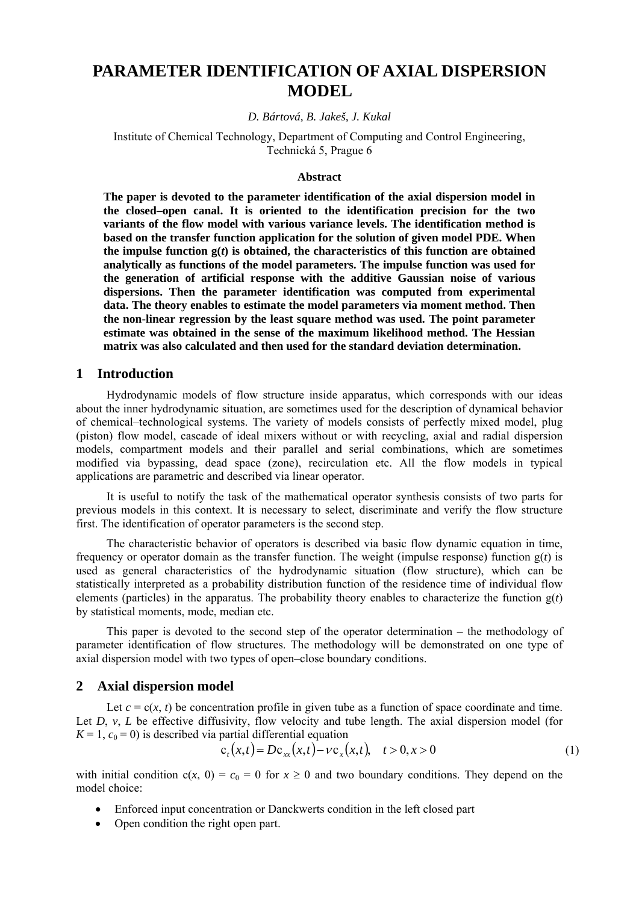# PARAMETER IDENTIFICATION OF AXIAL DISPERSION MODEL

*D. Bártová, B. Jakeš, J. Kukal*

Institute of Chemical Technology, Department of Computing and Control Engineering, Technická 5, Prague 6

### Abstract

**The paper is devoted to the parameter identification of the axial dispersion model in the closed–open canal. It is oriented to the identification precision for the two variants of the flow model with various variance levels. The identification method is based on the transfer function application for the solution of given model PDE. When the impulse function g($t$) is obtained, the characteristics of this function are obtained analytically as functions of the model parameters. The impulse function was used for the generation of artificial response with the additive Gaussian noise of various dispersions. Then the parameter identification was computed from experimental data. The theory enables to estimate the model parameters via moment method. Then the non-linear regression by the least square method was used. The point parameter estimate was obtained in the sense of the maximum likelihood method. The Hessian matrix was also calculated and then used for the standard deviation determination.**

## 1 Introduction

Hydrodynamic models of flow structure inside apparatus, which corresponds with our ideas about the inner hydrodynamic situation, are sometimes used for the description of dynamical behavior of chemical–technological systems. The variety of models consists of perfectly mixed model, plug (piston) flow model, cascade of ideal mixers without or with recycling, axial and radial dispersion models, compartment models and their parallel and serial combinations, which are sometimes modified via bypassing, dead space (zone), recirculation etc. All the flow models in typical applications are parametric and described via linear operator.

It is useful to notify the task of the mathematical operator synthesis consists of two parts for previous models in this context. It is necessary to select, discriminate and verify the flow structure first. The identification of operator parameters is the second step.

The characteristic behavior of operators is described via basic flow dynamic equation in time, frequency or operator domain as the transfer function. The weight (impulse response) function g($t$) is used as general characteristics of the hydrodynamic situation (flow structure), which can be statistically interpreted as a probability distribution function of the residence time of individual flow elements (particles) in the apparatus. The probability theory enables to characterize the function g($t$) by statistical moments, mode, median etc.

This paper is devoted to the second step of the operator determination – the methodology of parameter identification of flow structures. The methodology will be demonstrated on one type of axial dispersion model with two types of open–close boundary conditions.

## 2 Axial dispersion model

Let $c = \mathrm{c}(x, t)$ be concentration profile in given tube as a function of space coordinate and time. Let $D$, $v$, $L$ be effective diffusivity, flow velocity and tube length. The axial dispersion model (for $K = 1$, $c_0 = 0$) is described via partial differential equation

$$\mathrm{c}_t(x,t) = D\mathrm{c}_{xx}(x,t) - v\mathrm{c}_x(x,t), \quad t > 0, x > 0 \tag{1}$$

with initial condition $\mathrm{c}(x, 0) = c_0 = 0$ for $x \geq 0$ and two boundary conditions. They depend on the model choice:

- Enforced input concentration or Danckwerts condition in the left closed part
- Open condition the right open part.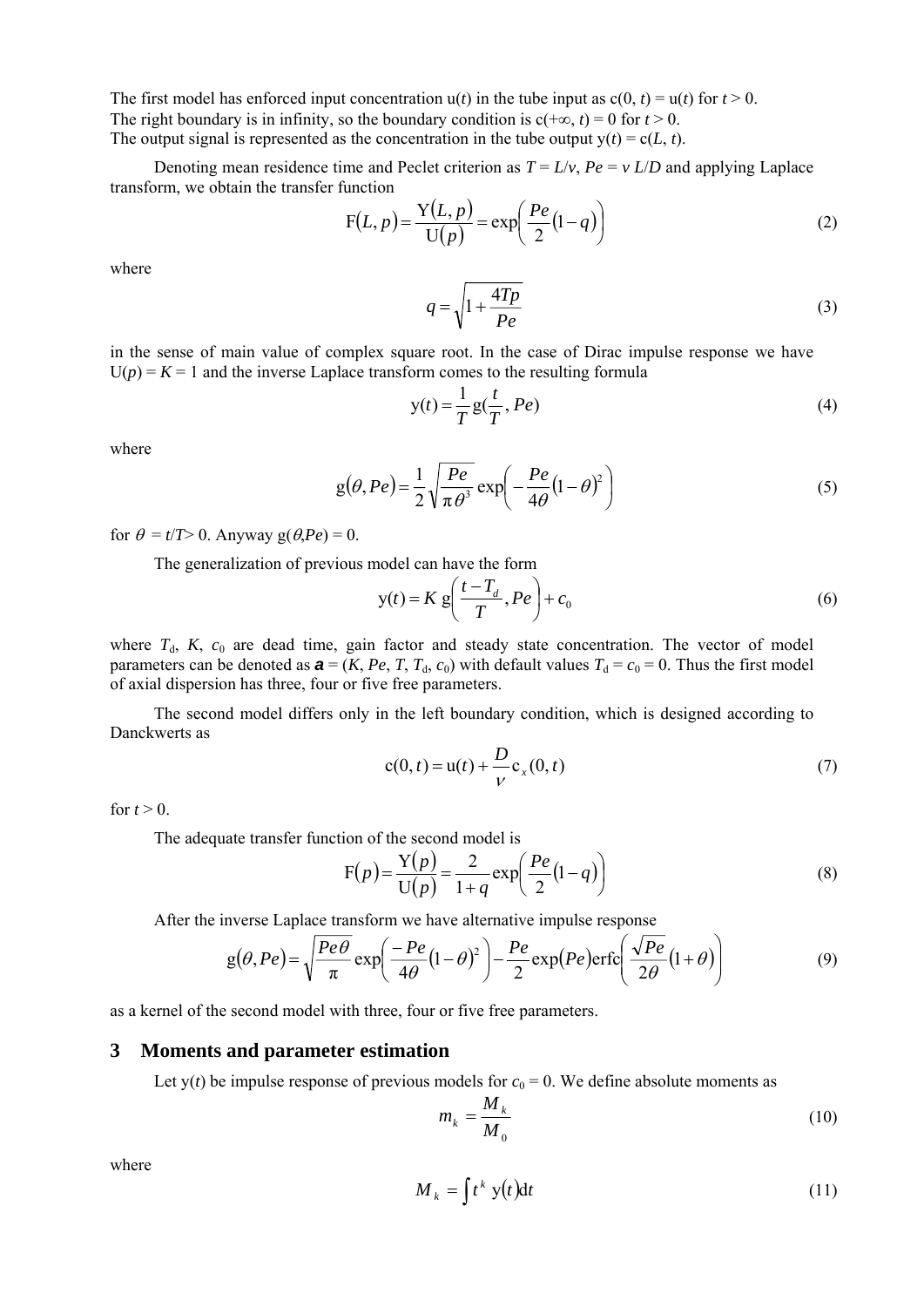The first model has enforced input concentration u($t$) in the tube input as c(0, $t$) = u($t$) for $t > 0$.
The right boundary is in infinity, so the boundary condition is c($+\infty$, $t$) = 0 for $t > 0$.
The output signal is represented as the concentration in the tube output y($t$) = c($L$, $t$).

Denoting mean residence time and Peclet criterion as $T = L/v$, $Pe = v\,L/D$ and applying Laplace transform, we obtain the transfer function

$$\mathrm{F}(L,p) = \frac{\mathrm{Y}(L,p)}{\mathrm{U}(p)} = \exp\left(\frac{Pe}{2}(1-q)\right) \tag{2}$$

where

$$q = \sqrt{1 + \frac{4Tp}{Pe}} \tag{3}$$

in the sense of main value of complex square root. In the case of Dirac impulse response we have U($p$) = $K$ = 1 and the inverse Laplace transform comes to the resulting formula

$$\mathrm{y}(t) = \frac{1}{T}\,\mathrm{g}\left(\frac{t}{T}, Pe\right) \tag{4}$$

where

$$\mathrm{g}(\theta, Pe) = \frac{1}{2}\sqrt{\frac{Pe}{\pi\theta^3}}\exp\left(-\frac{Pe}{4\theta}(1-\theta)^2\right) \tag{5}$$

for $\theta = t/T > 0$. Anyway g($\theta$,$Pe$) = 0.

The generalization of previous model can have the form

$$\mathrm{y}(t) = K\,\mathrm{g}\left(\frac{t - T_d}{T}, Pe\right) + c_0 \tag{6}$$

where $T_\mathrm{d}$, $K$, $c_0$ are dead time, gain factor and steady state concentration. The vector of model parameters can be denoted as $\boldsymbol{a} = (K, Pe, T, T_\mathrm{d}, c_0)$ with default values $T_\mathrm{d} = c_0 = 0$. Thus the first model of axial dispersion has three, four or five free parameters.

The second model differs only in the left boundary condition, which is designed according to Danckwerts as

$$\mathrm{c}(0,t) = \mathrm{u}(t) + \frac{D}{v}\mathrm{c}_x(0,t) \tag{7}$$

for $t > 0$.

The adequate transfer function of the second model is

$$\mathrm{F}(p) = \frac{\mathrm{Y}(p)}{\mathrm{U}(p)} = \frac{2}{1+q}\exp\left(\frac{Pe}{2}(1-q)\right) \tag{8}$$

After the inverse Laplace transform we have alternative impulse response

$$\mathrm{g}(\theta, Pe) = \sqrt{\frac{Pe\,\theta}{\pi}}\exp\left(\frac{-Pe}{4\theta}(1-\theta)^2\right) - \frac{Pe}{2}\exp(Pe)\,\mathrm{erfc}\left(\frac{\sqrt{Pe}}{2\theta}(1+\theta)\right) \tag{9}$$

as a kernel of the second model with three, four or five free parameters.

## 3 Moments and parameter estimation

Let y($t$) be impulse response of previous models for $c_0 = 0$. We define absolute moments as

$$m_k = \frac{M_k}{M_0} \tag{10}$$

where

$$M_k = \int t^k\,\mathrm{y}(t)\mathrm{d}t \tag{11}$$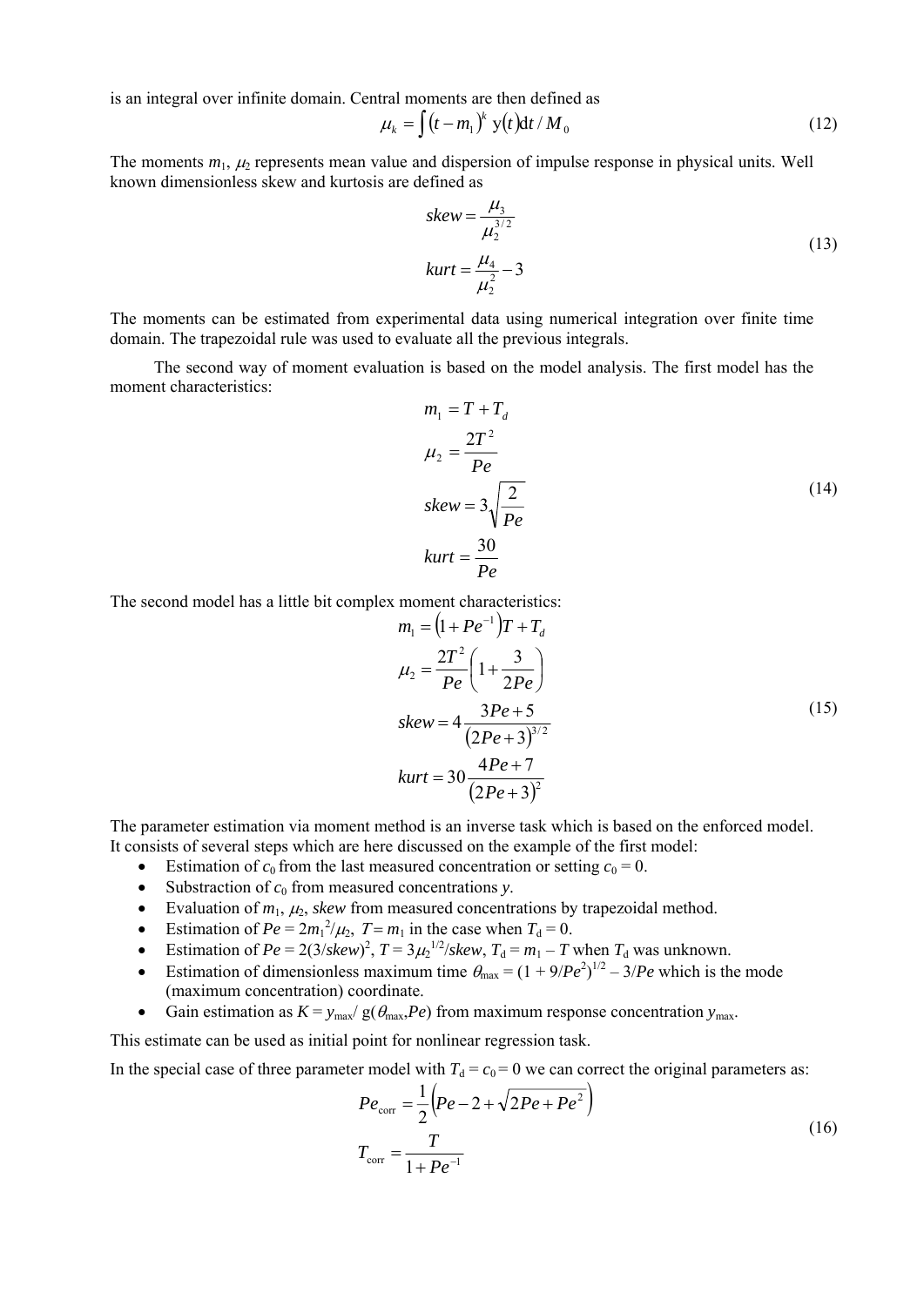is an integral over infinite domain. Central moments are then defined as

$$\mu_k = \int (t - m_1)^k \, y(t) \mathrm{d}t / M_0 \tag{12}$$

The moments $m_1$, $\mu_2$ represents mean value and dispersion of impulse response in physical units. Well known dimensionless skew and kurtosis are defined as

$$\begin{aligned} skew &= \frac{\mu_3}{\mu_2^{3/2}} \\ kurt &= \frac{\mu_4}{\mu_2^2} - 3 \end{aligned} \tag{13}$$

The moments can be estimated from experimental data using numerical integration over finite time domain. The trapezoidal rule was used to evaluate all the previous integrals.

The second way of moment evaluation is based on the model analysis. The first model has the moment characteristics:

$$\begin{aligned} m_1 &= T + T_d \\ \mu_2 &= \frac{2T^2}{Pe} \\ skew &= 3\sqrt{\frac{2}{Pe}} \\ kurt &= \frac{30}{Pe} \end{aligned} \tag{14}$$

The second model has a little bit complex moment characteristics:

$$\begin{aligned} m_1 &= \left(1 + Pe^{-1}\right) T + T_d \\ \mu_2 &= \frac{2T^2}{Pe}\left(1 + \frac{3}{2Pe}\right) \\ skew &= 4\frac{3Pe + 5}{\left(2Pe + 3\right)^{3/2}} \\ kurt &= 30\frac{4Pe + 7}{\left(2Pe + 3\right)^2} \end{aligned} \tag{15}$$

The parameter estimation via moment method is an inverse task which is based on the enforced model. It consists of several steps which are here discussed on the example of the first model:

- Estimation of $c_0$ from the last measured concentration or setting $c_0 = 0$.
- Substraction of $c_0$ from measured concentrations $y$.
- Evaluation of $m_1$, $\mu_2$, *skew* from measured concentrations by trapezoidal method.
- Estimation of $Pe = 2m_1^2/\mu_2$, $T = m_1$ in the case when $T_d = 0$.
- Estimation of $Pe = 2(3/skew)^2$, $T = 3\mu_2^{1/2}/skew$, $T_d = m_1 - T$ when $T_d$ was unknown.
- Estimation of dimensionless maximum time $\theta_{max} = (1 + 9/Pe^2)^{1/2} - 3/Pe$ which is the mode (maximum concentration) coordinate.
- Gain estimation as $K = y_{max}/\, g(\theta_{max}, Pe)$ from maximum response concentration $y_{max}$.

This estimate can be used as initial point for nonlinear regression task.

In the special case of three parameter model with $T_d = c_0 = 0$ we can correct the original parameters as:

$$\begin{aligned} Pe_{\mathrm{corr}} &= \frac{1}{2}\left(Pe - 2 + \sqrt{2Pe + Pe^2}\right) \\ T_{\mathrm{corr}} &= \frac{T}{1 + Pe^{-1}} \end{aligned} \tag{16}$$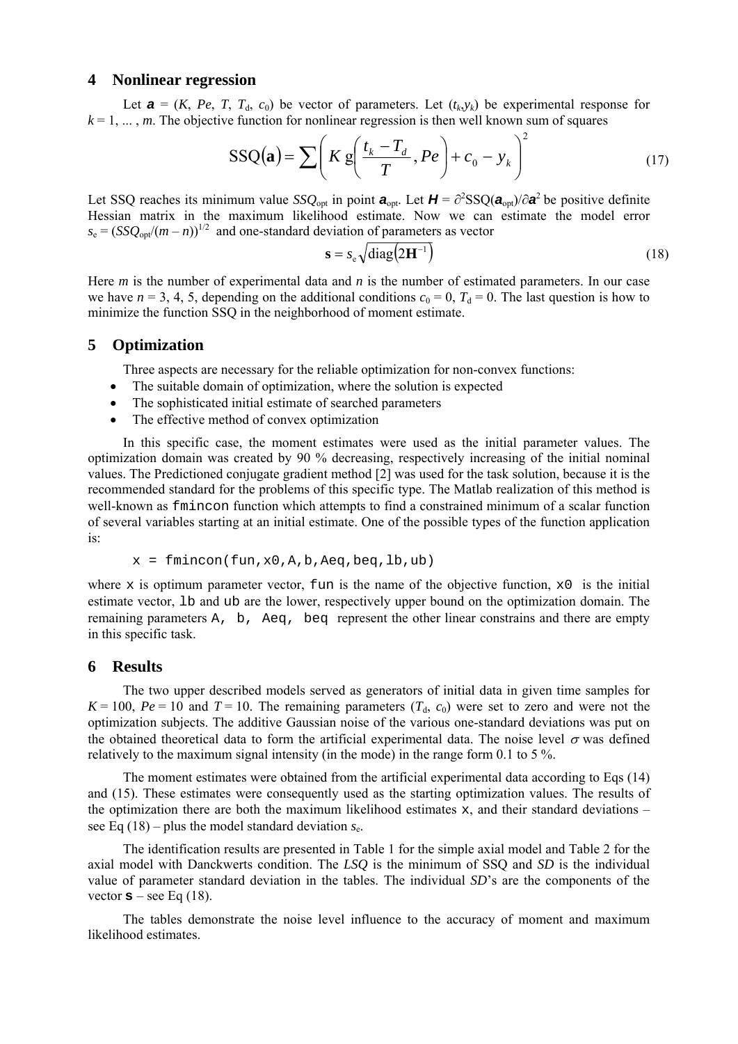## 4 Nonlinear regression

Let $\boldsymbol{a} = (K, Pe, T, T_d, c_0)$ be vector of parameters. Let $(t_k, y_k)$ be experimental response for $k = 1, \ldots, m$. The objective function for nonlinear regression is then well known sum of squares

$$\mathrm{SSQ}(\mathbf{a}) = \sum \left( K\, \mathrm{g}\!\left( \frac{t_k - T_d}{T}, Pe \right) + c_0 - y_k \right)^2 \tag{17}$$

Let SSQ reaches its minimum value $SSQ_{\mathrm{opt}}$ in point $\boldsymbol{a}_{\mathrm{opt}}$. Let $\boldsymbol{H} = \partial^2 \mathrm{SSQ}(\boldsymbol{a}_{\mathrm{opt}})/\partial \boldsymbol{a}^2$ be positive definite Hessian matrix in the maximum likelihood estimate. Now we can estimate the model error $s_e = (SSQ_{\mathrm{opt}}/(m-n))^{1/2}$ and one-standard deviation of parameters as vector

$$\mathbf{s} = s_e \sqrt{\mathrm{diag}\left(2\mathbf{H}^{-1}\right)} \tag{18}$$

Here $m$ is the number of experimental data and $n$ is the number of estimated parameters. In our case we have $n = 3, 4, 5$, depending on the additional conditions $c_0 = 0$, $T_d = 0$. The last question is how to minimize the function SSQ in the neighborhood of moment estimate.

## 5 Optimization

Three aspects are necessary for the reliable optimization for non-convex functions:

- The suitable domain of optimization, where the solution is expected
- The sophisticated initial estimate of searched parameters
- The effective method of convex optimization

In this specific case, the moment estimates were used as the initial parameter values. The optimization domain was created by 90 % decreasing, respectively increasing of the initial nominal values. The Predictioned conjugate gradient method [2] was used for the task solution, because it is the recommended standard for the problems of this specific type. The Matlab realization of this method is well-known as `fmincon` function which attempts to find a constrained minimum of a scalar function of several variables starting at an initial estimate. One of the possible types of the function application is:

```
x = fmincon(fun,x0,A,b,Aeq,beq,lb,ub)
```

where `x` is optimum parameter vector, `fun` is the name of the objective function, `x0` is the initial estimate vector, `lb` and `ub` are the lower, respectively upper bound on the optimization domain. The remaining parameters `A, b, Aeq, beq` represent the other linear constrains and there are empty in this specific task.

## 6 Results

The two upper described models served as generators of initial data in given time samples for $K = 100$, $Pe = 10$ and $T = 10$. The remaining parameters ($T_d$, $c_0$) were set to zero and were not the optimization subjects. The additive Gaussian noise of the various one-standard deviations was put on the obtained theoretical data to form the artificial experimental data. The noise level $\sigma$ was defined relatively to the maximum signal intensity (in the mode) in the range form 0.1 to 5 %.

The moment estimates were obtained from the artificial experimental data according to Eqs (14) and (15). These estimates were consequently used as the starting optimization values. The results of the optimization there are both the maximum likelihood estimates `x`, and their standard deviations – see Eq (18) – plus the model standard deviation $s_e$.

The identification results are presented in Table 1 for the simple axial model and Table 2 for the axial model with Danckwerts condition. The *LSQ* is the minimum of SSQ and *SD* is the individual value of parameter standard deviation in the tables. The individual *SD*'s are the components of the vector $\mathbf{s}$ – see Eq (18).

The tables demonstrate the noise level influence to the accuracy of moment and maximum likelihood estimates.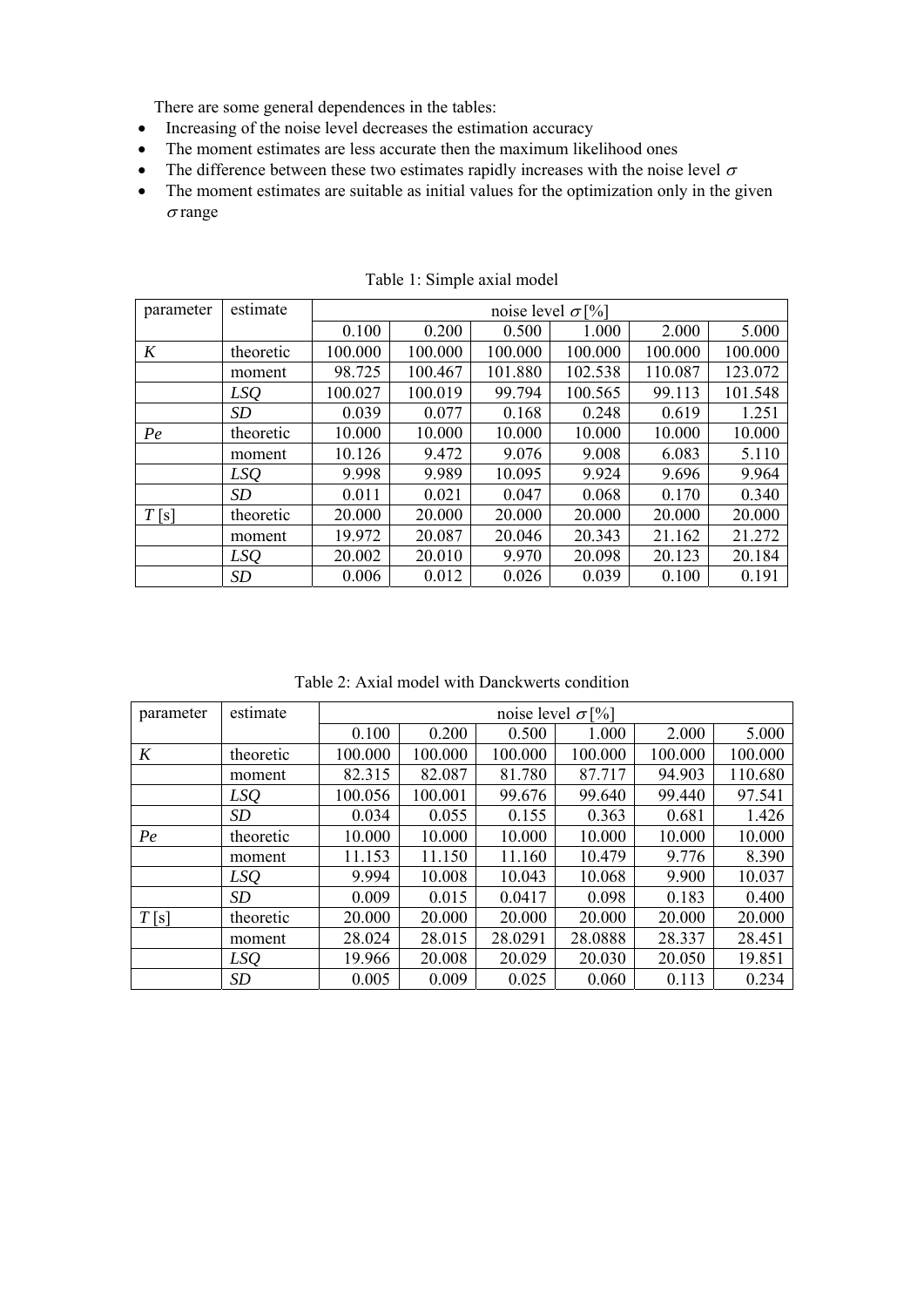There are some general dependences in the tables:

- Increasing of the noise level decreases the estimation accuracy
- The moment estimates are less accurate then the maximum likelihood ones
- The difference between these two estimates rapidly increases with the noise level $\sigma$
- The moment estimates are suitable as initial values for the optimization only in the given $\sigma$ range

Table 1: Simple axial model

| parameter | estimate | noise level $\sigma$ [%] | | | | | |
|---|---|---|---|---|---|---|---|
| | | 0.100 | 0.200 | 0.500 | 1.000 | 2.000 | 5.000 |
| *K* | theoretic | 100.000 | 100.000 | 100.000 | 100.000 | 100.000 | 100.000 |
| | moment | 98.725 | 100.467 | 101.880 | 102.538 | 110.087 | 123.072 |
| | *LSQ* | 100.027 | 100.019 | 99.794 | 100.565 | 99.113 | 101.548 |
| | *SD* | 0.039 | 0.077 | 0.168 | 0.248 | 0.619 | 1.251 |
| *Pe* | theoretic | 10.000 | 10.000 | 10.000 | 10.000 | 10.000 | 10.000 |
| | moment | 10.126 | 9.472 | 9.076 | 9.008 | 6.083 | 5.110 |
| | *LSQ* | 9.998 | 9.989 | 10.095 | 9.924 | 9.696 | 9.964 |
| | *SD* | 0.011 | 0.021 | 0.047 | 0.068 | 0.170 | 0.340 |
| *T* [s] | theoretic | 20.000 | 20.000 | 20.000 | 20.000 | 20.000 | 20.000 |
| | moment | 19.972 | 20.087 | 20.046 | 20.343 | 21.162 | 21.272 |
| | *LSQ* | 20.002 | 20.010 | 9.970 | 20.098 | 20.123 | 20.184 |
| | *SD* | 0.006 | 0.012 | 0.026 | 0.039 | 0.100 | 0.191 |

Table 2: Axial model with Danckwerts condition

| parameter | estimate | noise level $\sigma$ [%] | | | | | |
|---|---|---|---|---|---|---|---|
| | | 0.100 | 0.200 | 0.500 | 1.000 | 2.000 | 5.000 |
| *K* | theoretic | 100.000 | 100.000 | 100.000 | 100.000 | 100.000 | 100.000 |
| | moment | 82.315 | 82.087 | 81.780 | 87.717 | 94.903 | 110.680 |
| | *LSQ* | 100.056 | 100.001 | 99.676 | 99.640 | 99.440 | 97.541 |
| | *SD* | 0.034 | 0.055 | 0.155 | 0.363 | 0.681 | 1.426 |
| *Pe* | theoretic | 10.000 | 10.000 | 10.000 | 10.000 | 10.000 | 10.000 |
| | moment | 11.153 | 11.150 | 11.160 | 10.479 | 9.776 | 8.390 |
| | *LSQ* | 9.994 | 10.008 | 10.043 | 10.068 | 9.900 | 10.037 |
| | *SD* | 0.009 | 0.015 | 0.0417 | 0.098 | 0.183 | 0.400 |
| *T* [s] | theoretic | 20.000 | 20.000 | 20.000 | 20.000 | 20.000 | 20.000 |
| | moment | 28.024 | 28.015 | 28.0291 | 28.0888 | 28.337 | 28.451 |
| | *LSQ* | 19.966 | 20.008 | 20.029 | 20.030 | 20.050 | 19.851 |
| | *SD* | 0.005 | 0.009 | 0.025 | 0.060 | 0.113 | 0.234 |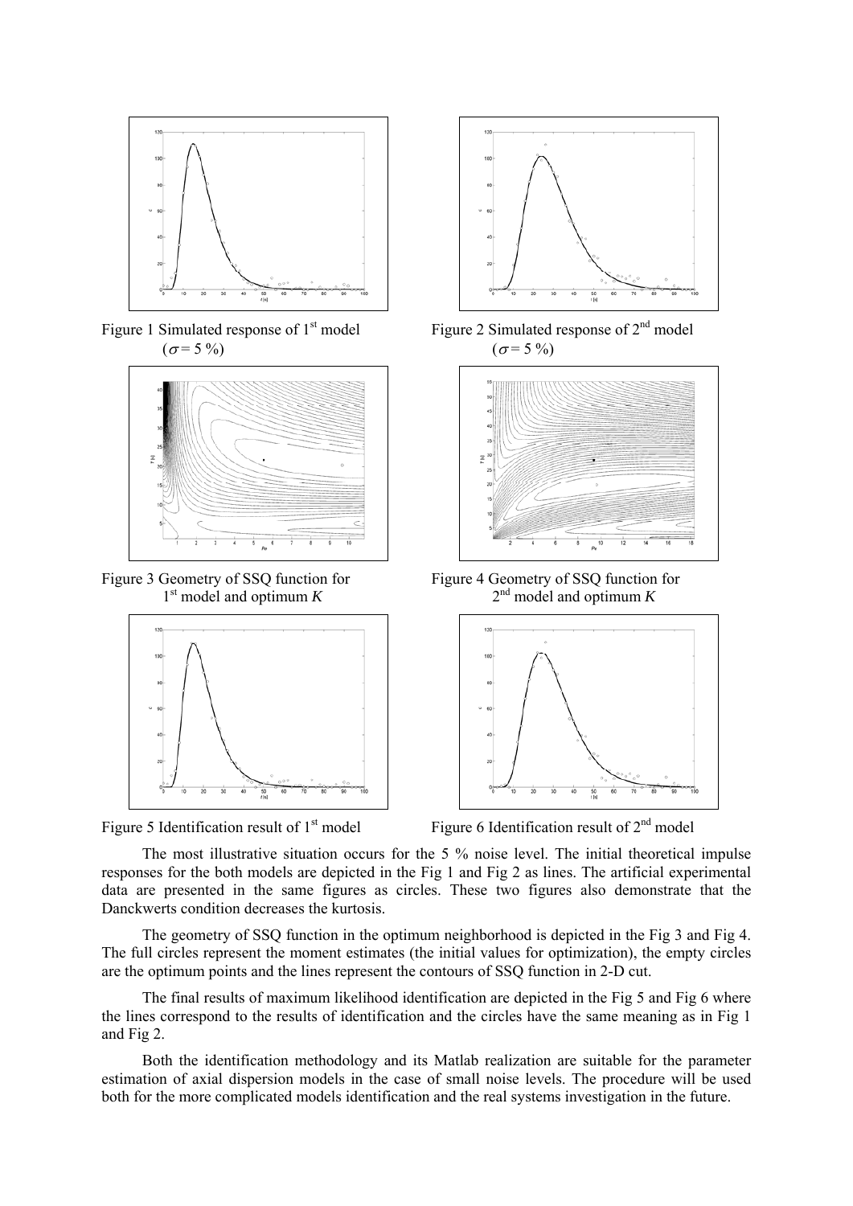Figure 1 Simulated response of 1st model ($\sigma = 5$ %)

Figure 2 Simulated response of 2nd model ($\sigma = 5$ %)

Figure 3 Geometry of SSQ function for 1st model and optimum $K$

Figure 4 Geometry of SSQ function for 2nd model and optimum $K$

Figure 5 Identification result of 1st model

Figure 6 Identification result of 2nd model

The most illustrative situation occurs for the 5 % noise level. The initial theoretical impulse responses for the both models are depicted in the Fig 1 and Fig 2 as lines. The artificial experimental data are presented in the same figures as circles. These two figures also demonstrate that the Danckwerts condition decreases the kurtosis.

The geometry of SSQ function in the optimum neighborhood is depicted in the Fig 3 and Fig 4. The full circles represent the moment estimates (the initial values for optimization), the empty circles are the optimum points and the lines represent the contours of SSQ function in 2-D cut.

The final results of maximum likelihood identification are depicted in the Fig 5 and Fig 6 where the lines correspond to the results of identification and the circles have the same meaning as in Fig 1 and Fig 2.

Both the identification methodology and its Matlab realization are suitable for the parameter estimation of axial dispersion models in the case of small noise levels. The procedure will be used both for the more complicated models identification and the real systems investigation in the future.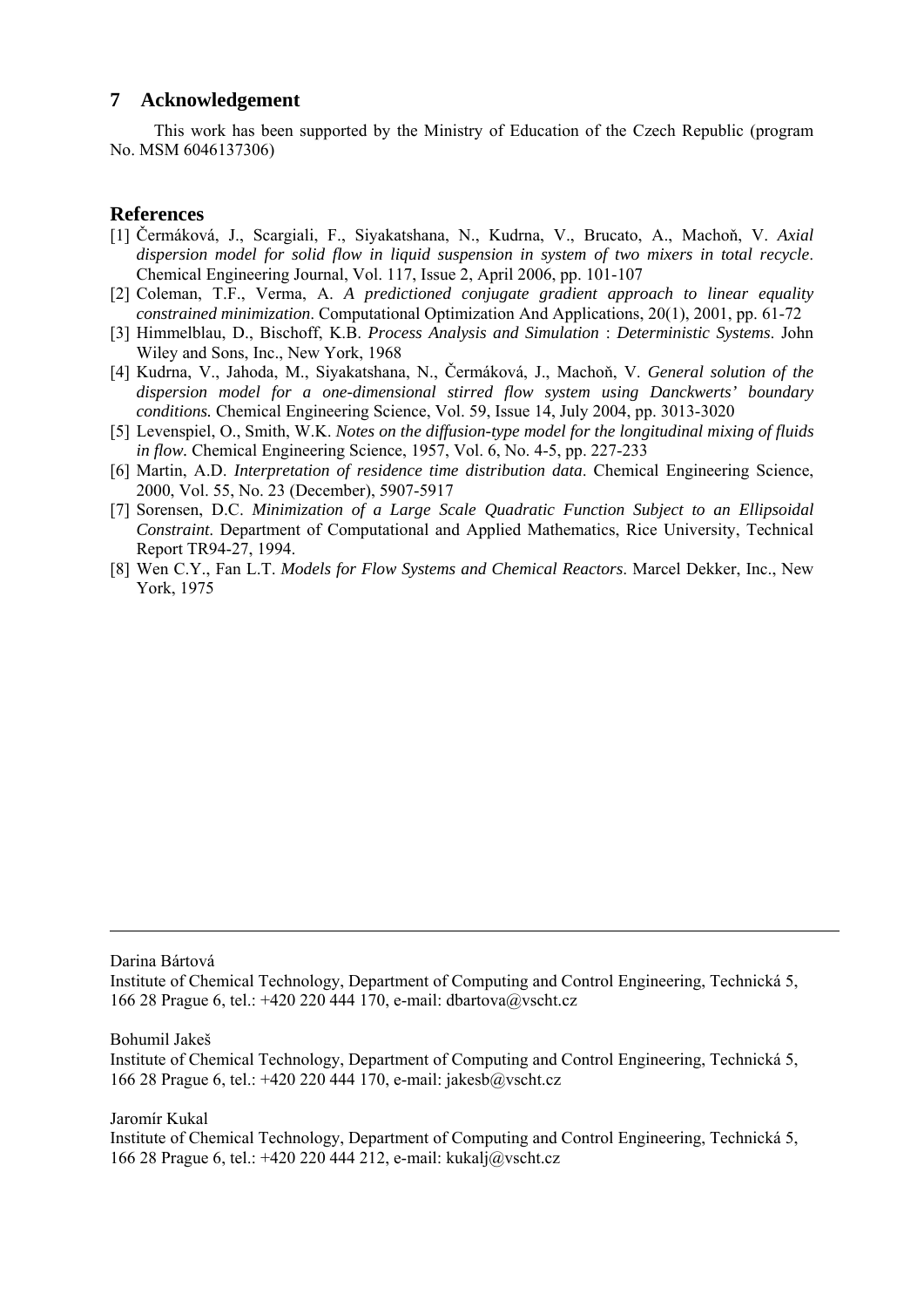## 7 Acknowledgement

This work has been supported by the Ministry of Education of the Czech Republic (program No. MSM 6046137306)

## References

[1] Čermáková, J., Scargiali, F., Siyakatshana, N., Kudrna, V., Brucato, A., Machoň, V. *Axial dispersion model for solid flow in liquid suspension in system of two mixers in total recycle*. Chemical Engineering Journal, Vol. 117, Issue 2, April 2006, pp. 101-107

[2] Coleman, T.F., Verma, A. *A predictioned conjugate gradient approach to linear equality constrained minimization*. Computational Optimization And Applications, 20(1), 2001, pp. 61-72

[3] Himmelblau, D., Bischoff, K.B. *Process Analysis and Simulation* : *Deterministic Systems*. John Wiley and Sons, Inc., New York, 1968

[4] Kudrna, V., Jahoda, M., Siyakatshana, N., Čermáková, J., Machoň, V. *General solution of the dispersion model for a one-dimensional stirred flow system using Danckwerts' boundary conditions.* Chemical Engineering Science, Vol. 59, Issue 14, July 2004, pp. 3013-3020

[5] Levenspiel, O., Smith, W.K. *Notes on the diffusion-type model for the longitudinal mixing of fluids in flow.* Chemical Engineering Science, 1957, Vol. 6, No. 4-5, pp. 227-233

[6] Martin, A.D. *Interpretation of residence time distribution data*. Chemical Engineering Science, 2000, Vol. 55, No. 23 (December), 5907-5917

[7] Sorensen, D.C. *Minimization of a Large Scale Quadratic Function Subject to an Ellipsoidal Constraint*. Department of Computational and Applied Mathematics, Rice University, Technical Report TR94-27, 1994.

[8] Wen C.Y., Fan L.T. *Models for Flow Systems and Chemical Reactors*. Marcel Dekker, Inc., New York, 1975

---

Darina Bártová
Institute of Chemical Technology, Department of Computing and Control Engineering, Technická 5, 166 28 Prague 6, tel.: +420 220 444 170, e-mail: dbartova@vscht.cz

Bohumil Jakeš
Institute of Chemical Technology, Department of Computing and Control Engineering, Technická 5, 166 28 Prague 6, tel.: +420 220 444 170, e-mail: jakesb@vscht.cz

Jaromír Kukal
Institute of Chemical Technology, Department of Computing and Control Engineering, Technická 5, 166 28 Prague 6, tel.: +420 220 444 212, e-mail: kukalj@vscht.cz